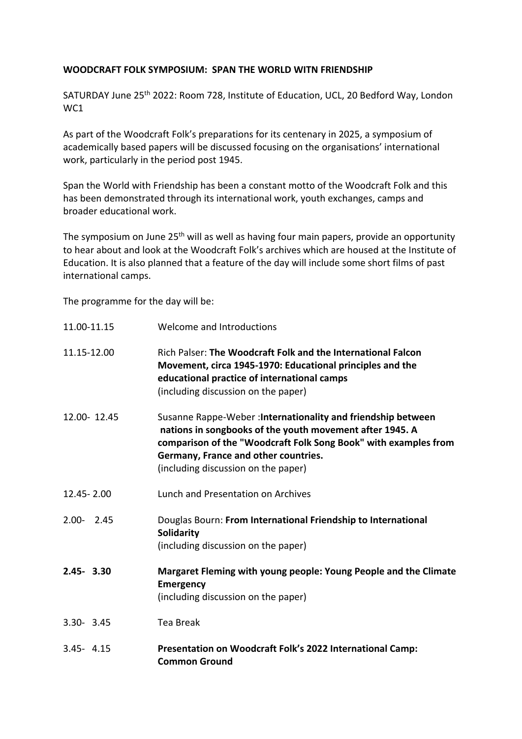**WOODCRAFT FOLK SYMPOSIUM: SPAN THE WORLD WITN FRIENDSHIP**

SATURDAY June 25th 2022: Room 728, Institute of Education, UCL, 20 Bedford Way, London WC1

As part of the Woodcraft Folk's preparations for its centenary in 2025, a symposium of academically based papers will be discussed focusing on the organisations' international work, particularly in the period post 1945.

Span the World with Friendship has been a constant motto of the Woodcraft Folk and this has been demonstrated through its international work, youth exchanges, camps and broader educational work.

The symposium on June 25th will as well as having four main papers, provide an opportunity to hear about and look at the Woodcraft Folk's archives which are housed at the Institute of Education. It is also planned that a feature of the day will include some short films of past international camps.

The programme for the day will be:

| | |
|---|---|
| 11.00-11.15 | Welcome and Introductions |
| 11.15-12.00 | Rich Palser: **The Woodcraft Folk and the International Falcon Movement, circa 1945-1970: Educational principles and the educational practice of international camps** (including discussion on the paper) |
| 12.00- 12.45 | Susanne Rappe-Weber :**Internationality and friendship between nations in songbooks of the youth movement after 1945. A comparison of the "Woodcraft Folk Song Book" with examples from Germany, France and other countries.** (including discussion on the paper) |
| 12.45- 2.00 | Lunch and Presentation on Archives |
| 2.00- 2.45 | Douglas Bourn: **From International Friendship to International Solidarity** (including discussion on the paper) |
| **2.45- 3.30** | **Margaret Fleming with young people: Young People and the Climate Emergency** (including discussion on the paper) |
| 3.30- 3.45 | Tea Break |
| 3.45- 4.15 | **Presentation on Woodcraft Folk's 2022 International Camp: Common Ground** |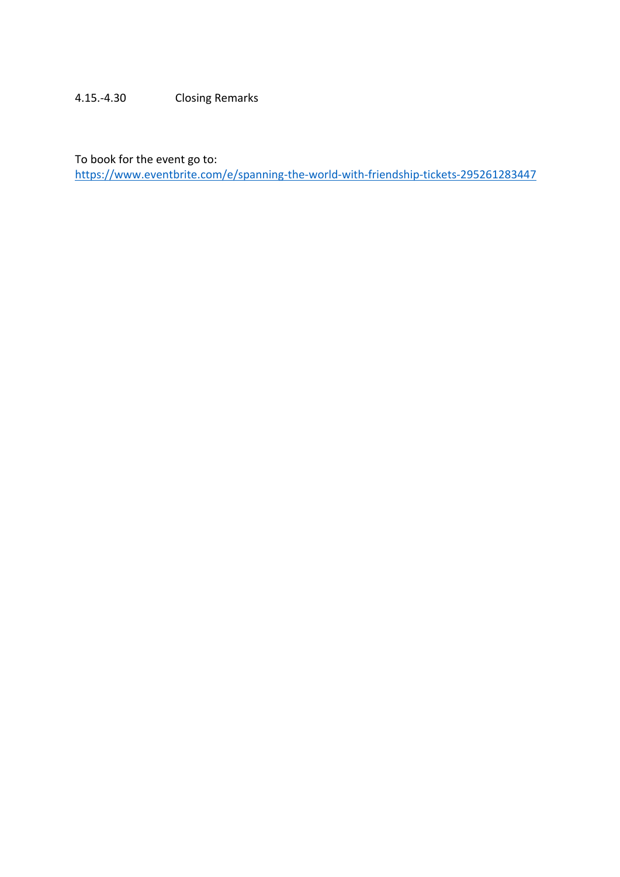4.15.-4.30 Closing Remarks

To book for the event go to:
https://www.eventbrite.com/e/spanning-the-world-with-friendship-tickets-295261283447